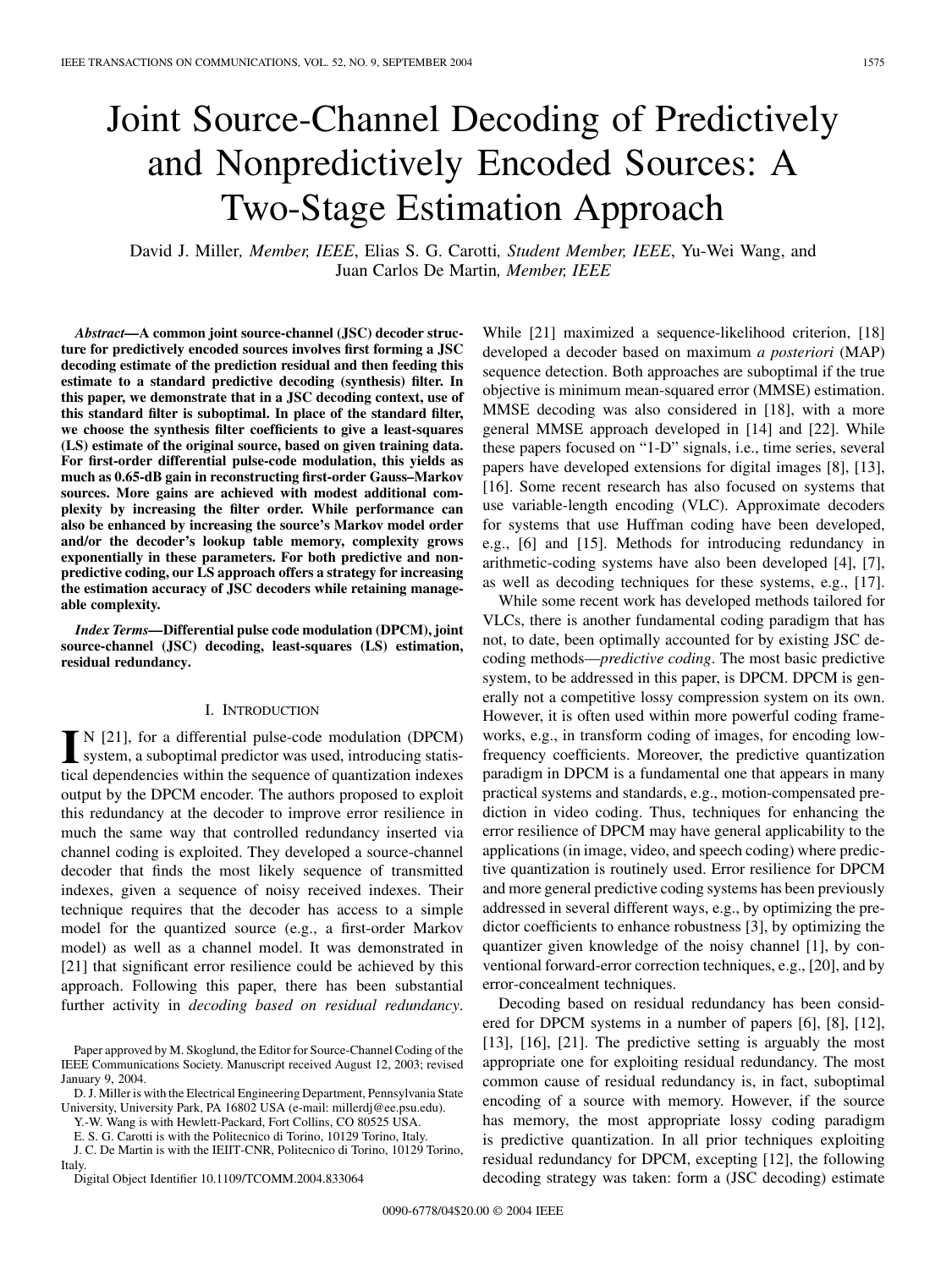# Joint Source-Channel Decoding of Predictively and Nonpredictively Encoded Sources: A Two-Stage Estimation Approach

David J. Miller, *Member, IEEE*, Elias S. G. Carotti, *Student Member, IEEE*, Yu-Wei Wang, and Juan Carlos De Martin, *Member, IEEE*

***Abstract*—A common joint source-channel (JSC) decoder structure for predictively encoded sources involves first forming a JSC decoding estimate of the prediction residual and then feeding this estimate to a standard predictive decoding (synthesis) filter. In this paper, we demonstrate that in a JSC decoding context, use of this standard filter is suboptimal. In place of the standard filter, we choose the synthesis filter coefficients to give a least-squares (LS) estimate of the original source, based on given training data. For first-order differential pulse-code modulation, this yields as much as 0.65-dB gain in reconstructing first-order Gauss–Markov sources. More gains are achieved with modest additional complexity by increasing the filter order. While performance can also be enhanced by increasing the source's Markov model order and/or the decoder's lookup table memory, complexity grows exponentially in these parameters. For both predictive and nonpredictive coding, our LS approach offers a strategy for increasing the estimation accuracy of JSC decoders while retaining manageable complexity.**

***Index Terms*—Differential pulse code modulation (DPCM), joint source-channel (JSC) decoding, least-squares (LS) estimation, residual redundancy.**

## I. Introduction

In [21], for a differential pulse-code modulation (DPCM) system, a suboptimal predictor was used, introducing statistical dependencies within the sequence of quantization indexes output by the DPCM encoder. The authors proposed to exploit this redundancy at the decoder to improve error resilience in much the same way that controlled redundancy inserted via channel coding is exploited. They developed a source-channel decoder that finds the most likely sequence of transmitted indexes, given a sequence of noisy received indexes. Their technique requires that the decoder has access to a simple model for the quantized source (e.g., a first-order Markov model) as well as a channel model. It was demonstrated in [21] that significant error resilience could be achieved by this approach. Following this paper, there has been substantial further activity in *decoding based on residual redundancy*. While [21] maximized a sequence-likelihood criterion, [18] developed a decoder based on maximum *a posteriori* (MAP) sequence detection. Both approaches are suboptimal if the true objective is minimum mean-squared error (MMSE) estimation. MMSE decoding was also considered in [18], with a more general MMSE approach developed in [14] and [22]. While these papers focused on "1-D" signals, i.e., time series, several papers have developed extensions for digital images [8], [13], [16]. Some recent research has also focused on systems that use variable-length encoding (VLC). Approximate decoders for systems that use Huffman coding have been developed, e.g., [6] and [15]. Methods for introducing redundancy in arithmetic-coding systems have also been developed [4], [7], as well as decoding techniques for these systems, e.g., [17].

While some recent work has developed methods tailored for VLCs, there is another fundamental coding paradigm that has not, to date, been optimally accounted for by existing JSC decoding methods—*predictive coding*. The most basic predictive system, to be addressed in this paper, is DPCM. DPCM is generally not a competitive lossy compression system on its own. However, it is often used within more powerful coding frameworks, e.g., in transform coding of images, for encoding low-frequency coefficients. Moreover, the predictive quantization paradigm in DPCM is a fundamental one that appears in many practical systems and standards, e.g., motion-compensated prediction in video coding. Thus, techniques for enhancing the error resilience of DPCM may have general applicability to the applications (in image, video, and speech coding) where predictive quantization is routinely used. Error resilience for DPCM and more general predictive coding systems has been previously addressed in several different ways, e.g., by optimizing the predictor coefficients to enhance robustness [3], by optimizing the quantizer given knowledge of the noisy channel [1], by conventional forward-error correction techniques, e.g., [20], and by error-concealment techniques.

Decoding based on residual redundancy has been considered for DPCM systems in a number of papers [6], [8], [12], [13], [16], [21]. The predictive setting is arguably the most appropriate one for exploiting residual redundancy. The most common cause of residual redundancy is, in fact, suboptimal encoding of a source with memory. However, if the source has memory, the most appropriate lossy coding paradigm is predictive quantization. In all prior techniques exploiting residual redundancy for DPCM, excepting [12], the following decoding strategy was taken: form a (JSC decoding) estimate

---

Paper approved by M. Skoglund, the Editor for Source-Channel Coding of the IEEE Communications Society. Manuscript received August 12, 2003; revised January 9, 2004.

D. J. Miller is with the Electrical Engineering Department, Pennsylvania State University, University Park, PA 16802 USA (e-mail: millerdj@ee.psu.edu).

Y.-W. Wang is with Hewlett-Packard, Fort Collins, CO 80525 USA.

E. S. G. Carotti is with the Politecnico di Torino, 10129 Torino, Italy.

J. C. De Martin is with the IEIIT-CNR, Politecnico di Torino, 10129 Torino, Italy.

Digital Object Identifier 10.1109/TCOMM.2004.833064

0090-6778/04$20.00 © 2004 IEEE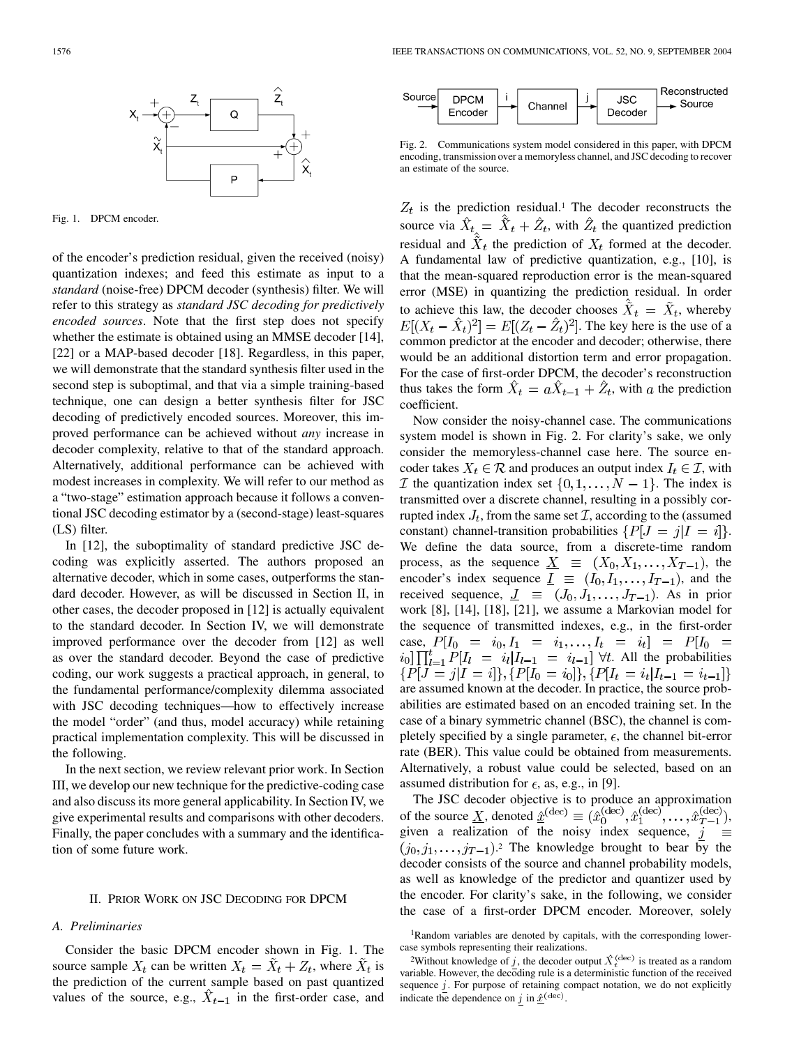Fig. 1. DPCM encoder.

of the encoder's prediction residual, given the received (noisy) quantization indexes; and feed this estimate as input to a *standard* (noise-free) DPCM decoder (synthesis) filter. We will refer to this strategy as *standard JSC decoding for predictively encoded sources*. Note that the first step does not specify whether the estimate is obtained using an MMSE decoder [14], [22] or a MAP-based decoder [18]. Regardless, in this paper, we will demonstrate that the standard synthesis filter used in the second step is suboptimal, and that via a simple training-based technique, one can design a better synthesis filter for JSC decoding of predictively encoded sources. Moreover, this improved performance can be achieved without *any* increase in decoder complexity, relative to that of the standard approach. Alternatively, additional performance can be achieved with modest increases in complexity. We will refer to our method as a "two-stage" estimation approach because it follows a conventional JSC decoding estimator by a (second-stage) least-squares (LS) filter.

In [12], the suboptimality of standard predictive JSC decoding was explicitly asserted. The authors proposed an alternative decoder, which in some cases, outperforms the standard decoder. However, as will be discussed in Section II, in other cases, the decoder proposed in [12] is actually equivalent to the standard decoder. In Section IV, we will demonstrate improved performance over the decoder from [12] as well as over the standard decoder. Beyond the case of predictive coding, our work suggests a practical approach, in general, to the fundamental performance/complexity dilemma associated with JSC decoding techniques—how to effectively increase the model "order" (and thus, model accuracy) while retaining practical implementation complexity. This will be discussed in the following.

In the next section, we review relevant prior work. In Section III, we develop our new technique for the predictive-coding case and also discuss its more general applicability. In Section IV, we give experimental results and comparisons with other decoders. Finally, the paper concludes with a summary and the identification of some future work.

## II. Prior Work on JSC Decoding for DPCM

### A. Preliminaries

Consider the basic DPCM encoder shown in Fig. 1. The source sample $X_t$ can be written $X_t = \tilde{X}_t + Z_t$, where $\tilde{X}_t$ is the prediction of the current sample based on past quantized values of the source, e.g., $\hat{X}_{t-1}$ in the first-order case, and $Z_t$ is the prediction residual.[1] The decoder reconstructs the source via $\hat{X}_t = \hat{\tilde{X}}_t + \hat{Z}_t$, with $\hat{Z}_t$ the quantized prediction residual and $\hat{\tilde{X}}_t$ the prediction of $X_t$ formed at the decoder. A fundamental law of predictive quantization, e.g., [10], is that the mean-squared reproduction error is the mean-squared error (MSE) in quantizing the prediction residual. In order to achieve this law, the decoder chooses $\hat{\tilde{X}}_t = \tilde{X}_t$, whereby $E[(X_t - \hat{X}_t)^2] = E[(Z_t - \hat{Z}_t)^2]$. The key here is the use of a common predictor at the encoder and decoder; otherwise, there would be an additional distortion term and error propagation. For the case of first-order DPCM, the decoder's reconstruction thus takes the form $\hat{X}_t = a\hat{X}_{t-1} + \hat{Z}_t$, with $a$ the prediction coefficient.

Fig. 2. Communications system model considered in this paper, with DPCM encoding, transmission over a memoryless channel, and JSC decoding to recover an estimate of the source.

Now consider the noisy-channel case. The communications system model is shown in Fig. 2. For clarity's sake, we only consider the memoryless-channel case here. The source encoder takes $X_t \in \mathcal{R}$ and produces an output index $I_t \in \mathcal{I}$, with $\mathcal{I}$ the quantization index set $\{0, 1, \ldots, N-1\}$. The index is transmitted over a discrete channel, resulting in a possibly corrupted index $J_t$, from the same set $\mathcal{I}$, according to the (assumed constant) channel-transition probabilities $\{P[J = j | I = i]\}$. We define the data source, from a discrete-time random process, as the sequence $\underline{X} \equiv (X_0, X_1, \ldots, X_{T-1})$, the encoder's index sequence $\underline{I} \equiv (I_0, I_1, \ldots, I_{T-1})$, and the received sequence, $\underline{J} \equiv (J_0, J_1, \ldots, J_{T-1})$. As in prior work [8], [14], [18], [21], we assume a Markovian model for the sequence of transmitted indexes, e.g., in the first-order case, $P[I_0 = i_0, I_1 = i_1, \ldots, I_t = i_t] = P[I_0 = i_0] \prod_{l=1}^{t} P[I_l = i_l | I_{l-1} = i_{l-1}]$ $\forall t$. All the probabilities $\{P[J = j | I = i]\}, \{P[I_0 = i_0]\}, \{P[I_t = i_t | I_{t-1} = i_{t-1}]\}$ are assumed known at the decoder. In practice, the source probabilities are estimated based on an encoded training set. In the case of a binary symmetric channel (BSC), the channel is completely specified by a single parameter, $\epsilon$, the channel bit-error rate (BER). This value could be obtained from measurements. Alternatively, a robust value could be selected, based on an assumed distribution for $\epsilon$, as, e.g., in [9].

The JSC decoder objective is to produce an approximation of the source $\underline{X}$, denoted $\underline{\hat{x}}^{(\text{dec})} \equiv (\hat{x}_0^{(\text{dec})}, \hat{x}_1^{(\text{dec})}, \ldots, \hat{x}_{T-1}^{(\text{dec})})$, given a realization of the noisy index sequence, $\underline{j} \equiv (j_0, j_1, \ldots, j_{T-1})$.[2] The knowledge brought to bear by the decoder consists of the source and channel probability models, as well as knowledge of the predictor and quantizer used by the encoder. For clarity's sake, in the following, we consider the case of a first-order DPCM encoder. Moreover, solely

[1] Random variables are denoted by capitals, with the corresponding lowercase symbols representing their realizations.

[2] Without knowledge of $\underline{j}$, the decoder output $\hat{X}_t^{(\text{dec})}$ is treated as a random variable. However, the decoding rule is a deterministic function of the received sequence $\underline{j}$. For purpose of retaining compact notation, we do not explicitly indicate the dependence on $\underline{j}$ in $\underline{\hat{x}}^{(\text{dec})}$.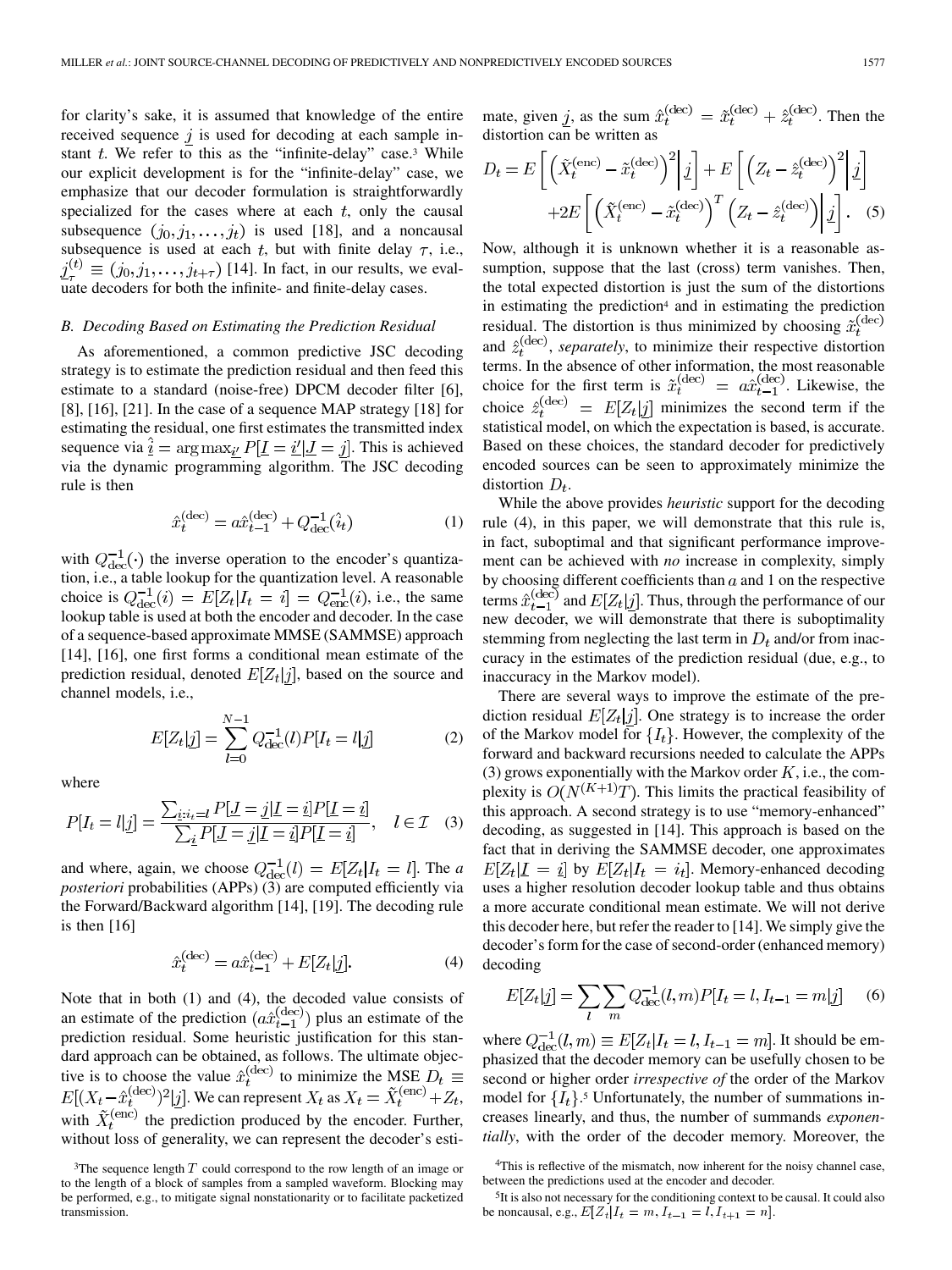for clarity's sake, it is assumed that knowledge of the entire received sequence $\underline{j}$ is used for decoding at each sample instant $t$. We refer to this as the "infinite-delay" case.[3] While our explicit development is for the "infinite-delay" case, we emphasize that our decoder formulation is straightforwardly specialized for the cases where at each $t$, only the causal subsequence $(j_0, j_1, \ldots, j_t)$ is used [18], and a noncausal subsequence is used at each $t$, but with finite delay $\tau$, i.e., $\underline{j}_{\tau}^{(t)} \equiv (j_0, j_1, \ldots, j_{t+\tau})$ [14]. In fact, in our results, we evaluate decoders for both the infinite- and finite-delay cases.

### B. Decoding Based on Estimating the Prediction Residual

As aforementioned, a common predictive JSC decoding strategy is to estimate the prediction residual and then feed this estimate to a standard (noise-free) DPCM decoder filter [6], [8], [16], [21]. In the case of a sequence MAP strategy [18] for estimating the residual, one first estimates the transmitted index sequence via $\hat{\underline{i}} = \arg\max_{\underline{i}'} P[\underline{I} = \underline{i}' | \underline{J} = \underline{j}]$. This is achieved via the dynamic programming algorithm. The JSC decoding rule is then

$$\hat{x}_t^{(\text{dec})} = a\hat{x}_{t-1}^{(\text{dec})} + Q_{\text{dec}}^{-1}(\hat{i}_t) \tag{1}$$

with $Q_{\text{dec}}^{-1}(\cdot)$ the inverse operation to the encoder's quantization, i.e., a table lookup for the quantization level. A reasonable choice is $Q_{\text{dec}}^{-1}(i) = E[Z_t | I_t = i] = Q_{\text{enc}}^{-1}(i)$, i.e., the same lookup table is used at both the encoder and decoder. In the case of a sequence-based approximate MMSE (SAMMSE) approach [14], [16], one first forms a conditional mean estimate of the prediction residual, denoted $E[Z_t | \underline{j}]$, based on the source and channel models, i.e.,

$$E[Z_t | \underline{j}] = \sum_{l=0}^{N-1} Q_{\text{dec}}^{-1}(l) P[I_t = l | \underline{j}] \tag{2}$$

where

$$P[I_t = l | \underline{j}] = \frac{\sum_{\underline{i}: i_t = l} P[\underline{J} = \underline{j} | \underline{I} = \underline{i}] P[\underline{I} = \underline{i}]}{\sum_{\underline{i}} P[\underline{J} = \underline{j} | \underline{I} = \underline{i}] P[\underline{I} = \underline{i}]}, \quad l \in \mathcal{I} \tag{3}$$

and where, again, we choose $Q_{\text{dec}}^{-1}(l) = E[Z_t | I_t = l]$. The *a posteriori* probabilities (APPs) (3) are computed efficiently via the Forward/Backward algorithm [14], [19]. The decoding rule is then [16]

$$\hat{x}_t^{(\text{dec})} = a\hat{x}_{t-1}^{(\text{dec})} + E[Z_t | \underline{j}]. \tag{4}$$

Note that in both (1) and (4), the decoded value consists of an estimate of the prediction $(a\hat{x}_{t-1}^{(\text{dec})})$ plus an estimate of the prediction residual. Some heuristic justification for this standard approach can be obtained, as follows. The ultimate objective is to choose the value $\hat{x}_t^{(\text{dec})}$ to minimize the MSE $D_t \equiv E[(X_t - \hat{x}_t^{(\text{dec})})^2 | \underline{j}]$. We can represent $X_t$ as $X_t = \tilde{X}_t^{(\text{enc})} + Z_t$, with $\tilde{X}_t^{(\text{enc})}$ the prediction produced by the encoder. Further, without loss of generality, we can represent the decoder's estimate, given $\underline{j}$, as the sum $\hat{x}_t^{(\text{dec})} = \tilde{x}_t^{(\text{dec})} + \hat{z}_t^{(\text{dec})}$. Then the distortion can be written as

$$\begin{aligned} D_t = E\left[\left(\tilde{X}_t^{(\text{enc})} - \tilde{x}_t^{(\text{dec})}\right)^2 \middle| \underline{j}\right] + E\left[\left(Z_t - \hat{z}_t^{(\text{dec})}\right)^2 \middle| \underline{j}\right] \\ + 2E\left[\left(\tilde{X}_t^{(\text{enc})} - \tilde{x}_t^{(\text{dec})}\right)^T \left(Z_t - \hat{z}_t^{(\text{dec})}\right) \middle| \underline{j}\right]. \end{aligned} \tag{5}$$

Now, although it is unknown whether it is a reasonable assumption, suppose that the last (cross) term vanishes. Then, the total expected distortion is just the sum of the distortions in estimating the prediction[4] and in estimating the prediction residual. The distortion is thus minimized by choosing $\tilde{x}_t^{(\text{dec})}$ and $\hat{z}_t^{(\text{dec})}$, *separately*, to minimize their respective distortion terms. In the absence of other information, the most reasonable choice for the first term is $\tilde{x}_t^{(\text{dec})} = a\hat{x}_{t-1}^{(\text{dec})}$. Likewise, the choice $\hat{z}_t^{(\text{dec})} = E[Z_t | \underline{j}]$ minimizes the second term if the statistical model, on which the expectation is based, is accurate. Based on these choices, the standard decoder for predictively encoded sources can be seen to approximately minimize the distortion $D_t$.

While the above provides *heuristic* support for the decoding rule (4), in this paper, we will demonstrate that this rule is, in fact, suboptimal and that significant performance improvement can be achieved with *no* increase in complexity, simply by choosing different coefficients than $a$ and 1 on the respective terms $\hat{x}_{t-1}^{(\text{dec})}$ and $E[Z_t | \underline{j}]$. Thus, through the performance of our new decoder, we will demonstrate that there is suboptimality stemming from neglecting the last term in $D_t$ and/or from inaccuracy in the estimates of the prediction residual (due, e.g., to inaccuracy in the Markov model).

There are several ways to improve the estimate of the prediction residual $E[Z_t | \underline{j}]$. One strategy is to increase the order of the Markov model for $\{I_t\}$. However, the complexity of the forward and backward recursions needed to calculate the APPs (3) grows exponentially with the Markov order $K$, i.e., the complexity is $O(N^{(K+1)}T)$. This limits the practical feasibility of this approach. A second strategy is to use "memory-enhanced" decoding, as suggested in [14]. This approach is based on the fact that in deriving the SAMMSE decoder, one approximates $E[Z_t | \underline{I} = \underline{i}]$ by $E[Z_t | I_t = i_t]$. Memory-enhanced decoding uses a higher resolution decoder lookup table and thus obtains a more accurate conditional mean estimate. We will not derive this decoder here, but refer the reader to [14]. We simply give the decoder's form for the case of second-order (enhanced memory) decoding

$$E[Z_t | \underline{j}] = \sum_l \sum_m Q_{\text{dec}}^{-1}(l, m) P[I_t = l, I_{t-1} = m | \underline{j}] \tag{6}$$

where $Q_{\text{dec}}^{-1}(l, m) \equiv E[Z_t | I_t = l, I_{t-1} = m]$. It should be emphasized that the decoder memory can be usefully chosen to be second or higher order *irrespective of* the order of the Markov model for $\{I_t\}$.[5] Unfortunately, the number of summations increases linearly, and thus, the number of summands *exponentially*, with the order of the decoder memory. Moreover, the

[3] The sequence length $T$ could correspond to the row length of an image or to the length of a block of samples from a sampled waveform. Blocking may be performed, e.g., to mitigate signal nonstationarity or to facilitate packetized transmission.

[4] This is reflective of the mismatch, now inherent for the noisy channel case, between the predictions used at the encoder and decoder.

[5] It is also not necessary for the conditioning context to be causal. It could also be noncausal, e.g., $E[Z_t | I_t = m, I_{t-1} = l, I_{t+1} = n]$.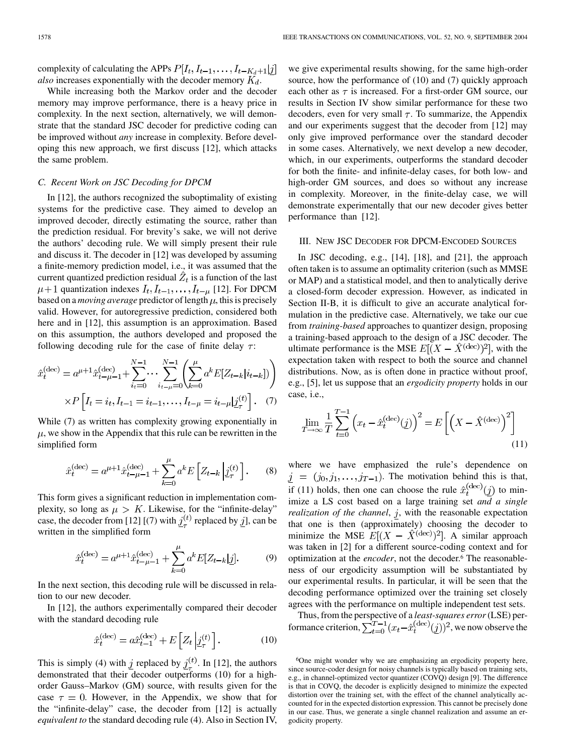complexity of calculating the APPs $P[I_t, I_{t-1}, \ldots, I_{t-K_d+1}|\underline{j}]$ *also* increases exponentially with the decoder memory $K_d$.

While increasing both the Markov order and the decoder memory may improve performance, there is a heavy price in complexity. In the next section, alternatively, we will demonstrate that the standard JSC decoder for predictive coding can be improved without *any* increase in complexity. Before developing this new approach, we first discuss [12], which attacks the same problem.

### C. Recent Work on JSC Decoding for DPCM

In [12], the authors recognized the suboptimality of existing systems for the predictive case. They aimed to develop an improved decoder, directly estimating the source, rather than the prediction residual. For brevity's sake, we will not derive the authors' decoding rule. We will simply present their rule and discuss it. The decoder in [12] was developed by assuming a finite-memory prediction model, i.e., it was assumed that the current quantized prediction residual $\hat{Z}_t$ is a function of the last $\mu+1$ quantization indexes $I_t, I_{t-1}, \ldots, I_{t-\mu}$ [12]. For DPCM based on a *moving average* predictor of length $\mu$, this is precisely valid. However, for autoregressive prediction, considered both here and in [12], this assumption is an approximation. Based on this assumption, the authors developed and proposed the following decoding rule for the case of finite delay $\tau$:

$$\hat{x}_t^{(\text{dec})} = a^{\mu+1}\hat{x}_{t-\mu-1}^{(\text{dec})} + \sum_{i_t=0}^{N-1} \cdots \sum_{i_{t-\mu}=0}^{N-1} \left( \sum_{k=0}^{\mu} a^k E[Z_{t-k}|i_{t-k}] \right) \times P\left[I_t = i_t, I_{t-1} = i_{t-1}, \ldots, I_{t-\mu} = i_{t-\mu} | \underline{j}_\tau^{(t)}\right]. \quad (7)$$

While (7) as written has complexity growing exponentially in $\mu$, we show in the Appendix that this rule can be rewritten in the simplified form

$$\hat{x}_t^{(\text{dec})} = a^{\mu+1}\hat{x}_{t-\mu-1}^{(\text{dec})} + \sum_{k=0}^{\mu} a^k E\left[Z_{t-k} \left| \underline{j}_\tau^{(t)}\right.\right]. \quad (8)$$

This form gives a significant reduction in implementation complexity, so long as $\mu > K$. Likewise, for the "infinite-delay" case, the decoder from [12] [(7) with $\underline{j}_\tau^{(t)}$ replaced by $\underline{j}$], can be written in the simplified form

$$\hat{x}_t^{(\text{dec})} = a^{\mu+1}\hat{x}_{t-\mu-1}^{(\text{dec})} + \sum_{k=0}^{\mu} a^k E[Z_{t-k}|\underline{j}]. \quad (9)$$

In the next section, this decoding rule will be discussed in relation to our new decoder.

In [12], the authors experimentally compared their decoder with the standard decoding rule

$$\hat{x}_t^{(\text{dec})} = a\hat{x}_{t-1}^{(\text{dec})} + E\left[Z_t \left| \underline{j}_\tau^{(t)}\right.\right]. \quad (10)$$

This is simply (4) with $\underline{j}$ replaced by $\underline{j}_\tau^{(t)}$. In [12], the authors demonstrated that their decoder outperforms (10) for a high-order Gauss–Markov (GM) source, with results given for the case $\tau = 0$. However, in the Appendix, we show that for the "infinite-delay" case, the decoder from [12] is actually *equivalent to* the standard decoding rule (4). Also in Section IV, we give experimental results showing, for the same high-order source, how the performance of (10) and (7) quickly approach each other as $\tau$ is increased. For a first-order GM source, our results in Section IV show similar performance for these two decoders, even for very small $\tau$. To summarize, the Appendix and our experiments suggest that the decoder from [12] may only give improved performance over the standard decoder in some cases. Alternatively, we next develop a new decoder, which, in our experiments, outperforms the standard decoder for both the finite- and infinite-delay cases, for both low- and high-order GM sources, and does so without any increase in complexity. Moreover, in the finite-delay case, we will demonstrate experimentally that our new decoder gives better performance than [12].

## III. New JSC Decoder for DPCM-Encoded Sources

In JSC decoding, e.g., [14], [18], and [21], the approach often taken is to assume an optimality criterion (such as MMSE or MAP) and a statistical model, and then to analytically derive a closed-form decoder expression. However, as indicated in Section II-B, it is difficult to give an accurate analytical formulation in the predictive case. Alternatively, we take our cue from *training-based* approaches to quantizer design, proposing a training-based approach to the design of a JSC decoder. The ultimate performance is the MSE $E[(X - \hat{X}^{(\text{dec})})^2]$, with the expectation taken with respect to both the source and channel distributions. Now, as is often done in practice without proof, e.g., [5], let us suppose that an *ergodicity property* holds in our case, i.e.,

$$\lim_{T\to\infty} \frac{1}{T} \sum_{t=0}^{T-1} \left(x_t - \hat{x}_t^{(\text{dec})}(\underline{j})\right)^2 = E\left[\left(X - \hat{X}^{(\text{dec})}\right)^2\right] \quad (11)$$

where we have emphasized the rule's dependence on $\underline{j} = (j_0, j_1, \ldots, j_{T-1})$. The motivation behind this is that, if (11) holds, then one can choose the rule $\hat{x}_t^{(\text{dec})}(\underline{j})$ to minimize a LS cost based on a large training set *and a single realization of the channel*, $\underline{j}$, with the reasonable expectation that one is then (approximately) choosing the decoder to minimize the MSE $E[(X - \hat{X}^{(\text{dec})})^2]$. A similar approach was taken in [2] for a different source-coding context and for optimization at the *encoder*, not the decoder.[6] The reasonableness of our ergodicity assumption will be substantiated by our experimental results. In particular, it will be seen that the decoding performance optimized over the training set closely agrees with the performance on multiple independent test sets.

Thus, from the perspective of a *least-squares error* (LSE) performance criterion, $\sum_{t=0}^{T-1}(x_t - \hat{x}_t^{(\text{dec})}(\underline{j}))^2$, we now observe the

[6] One might wonder why we are emphasizing an ergodicity property here, since source-coder design for noisy channels is typically based on training sets, e.g., in channel-optimized vector quantizer (COVQ) design [9]. The difference is that in COVQ, the decoder is explicitly designed to minimize the expected distortion over the training set, with the effect of the channel analytically accounted for in the expected distortion expression. This cannot be precisely done in our case. Thus, we generate a single channel realization and assume an ergodicity property.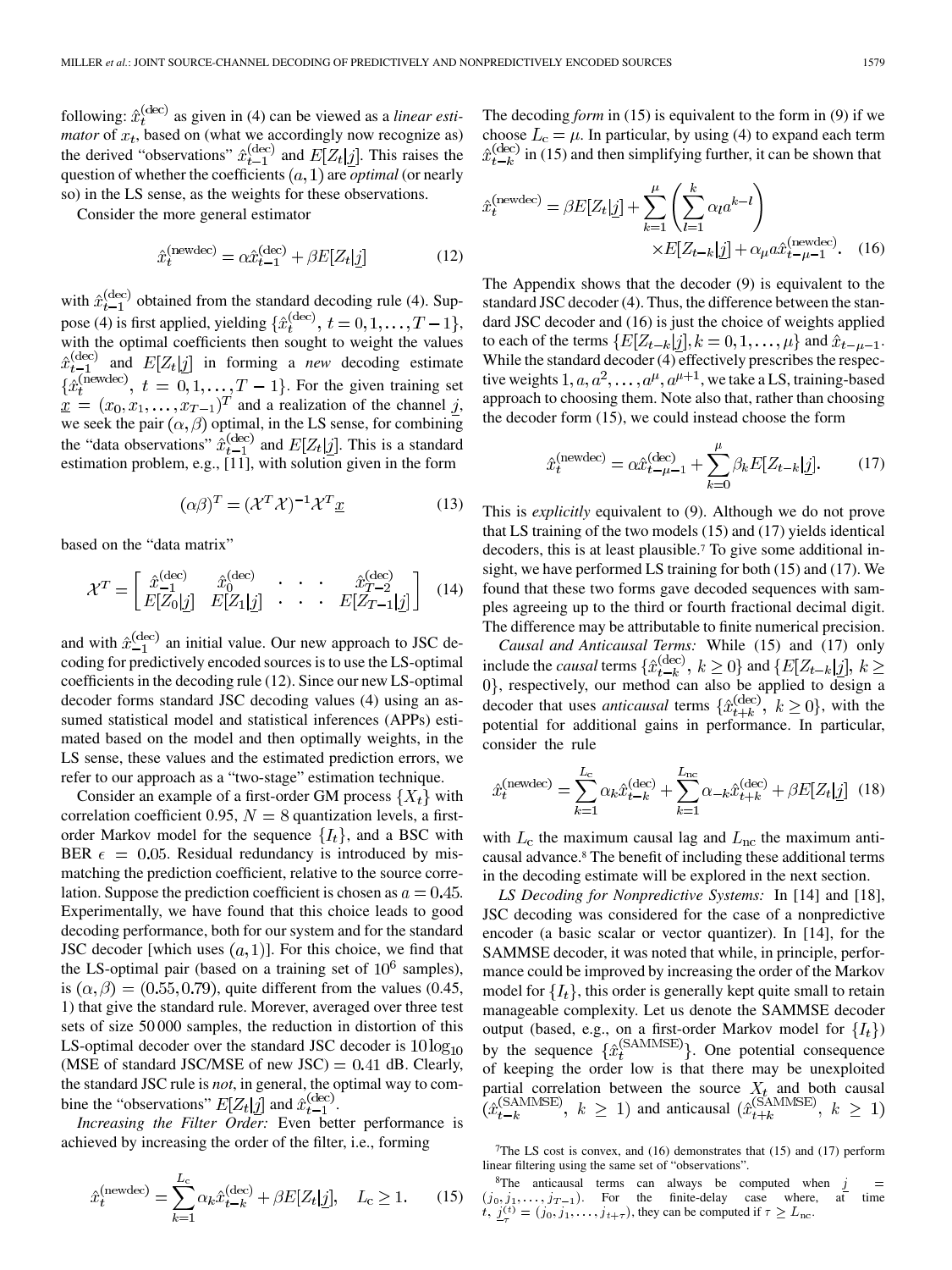following: $\hat{x}_t^{(\mathrm{dec})}$ as given in (4) can be viewed as a *linear estimator* of $x_t$, based on (what we accordingly now recognize as) the derived "observations" $\hat{x}_{t-1}^{(\mathrm{dec})}$ and $E[Z_t|\underline{j}]$. This raises the question of whether the coefficients $(a, 1)$ are *optimal* (or nearly so) in the LS sense, as the weights for these observations.

Consider the more general estimator

$$\hat{x}_t^{(\mathrm{newdec})} = \alpha \hat{x}_{t-1}^{(\mathrm{dec})} + \beta E[Z_t|\underline{j}] \tag{12}$$

with $\hat{x}_{t-1}^{(\mathrm{dec})}$ obtained from the standard decoding rule (4). Suppose (4) is first applied, yielding $\{\hat{x}_t^{(\mathrm{dec})}, t = 0, 1, \ldots, T-1\}$, with the optimal coefficients then sought to weight the values $\hat{x}_{t-1}^{(\mathrm{dec})}$ and $E[Z_t|\underline{j}]$ in forming a *new* decoding estimate $\{\hat{x}_t^{(\mathrm{newdec})}, t = 0, 1, \ldots, T-1\}$. For the given training set $\underline{x} = (x_0, x_1, \ldots, x_{T-1})^T$ and a realization of the channel $\underline{j}$, we seek the pair $(\alpha, \beta)$ optimal, in the LS sense, for combining the "data observations" $\hat{x}_{t-1}^{(\mathrm{dec})}$ and $E[Z_t|\underline{j}]$. This is a standard estimation problem, e.g., [11], with solution given in the form

$$(\alpha \beta)^T = (\mathcal{X}^T \mathcal{X})^{-1} \mathcal{X}^T \underline{x} \tag{13}$$

based on the "data matrix"

$$\mathcal{X}^T = \begin{bmatrix} \hat{x}_{-1}^{(\mathrm{dec})} & \hat{x}_0^{(\mathrm{dec})} & \cdot & \cdot & \cdot & \hat{x}_{T-2}^{(\mathrm{dec})} \\ E[Z_0|\underline{j}] & E[Z_1|\underline{j}] & \cdot & \cdot & \cdot & E[Z_{T-1}|\underline{j}] \end{bmatrix} \tag{14}$$

and with $\hat{x}_{-1}^{(\mathrm{dec})}$ an initial value. Our new approach to JSC decoding for predictively encoded sources is to use the LS-optimal coefficients in the decoding rule (12). Since our new LS-optimal decoder forms standard JSC decoding values (4) using an assumed statistical model and statistical inferences (APPs) estimated based on the model and then optimally weights, in the LS sense, these values and the estimated prediction errors, we refer to our approach as a "two-stage" estimation technique.

Consider an example of a first-order GM process $\{X_t\}$ with correlation coefficient 0.95, $N = 8$ quantization levels, a first-order Markov model for the sequence $\{I_t\}$, and a BSC with BER $\epsilon = 0.05$. Residual redundancy is introduced by mismatching the prediction coefficient, relative to the source correlation. Suppose the prediction coefficient is chosen as $a = 0.45$. Experimentally, we have found that this choice leads to good decoding performance, both for our system and for the standard JSC decoder [which uses $(a, 1)$]. For this choice, we find that the LS-optimal pair (based on a training set of $10^6$ samples), is $(\alpha, \beta) = (0.55, 0.79)$, quite different from the values (0.45, 1) that give the standard rule. Morever, averaged over three test sets of size 50 000 samples, the reduction in distortion of this LS-optimal decoder over the standard JSC decoder is $10 \log_{10}$ (MSE of standard JSC/MSE of new JSC) $= 0.41$ dB. Clearly, the standard JSC rule is *not*, in general, the optimal way to combine the "observations" $E[Z_t|\underline{j}]$ and $\hat{x}_{t-1}^{(\mathrm{dec})}$.

*Increasing the Filter Order:* Even better performance is achieved by increasing the order of the filter, i.e., forming

$$\hat{x}_t^{(\mathrm{newdec})} = \sum_{k=1}^{L_c} \alpha_k \hat{x}_{t-k}^{(\mathrm{dec})} + \beta E[Z_t|\underline{j}], \quad L_c \geq 1. \tag{15}$$

The decoding *form* in (15) is equivalent to the form in (9) if we choose $L_c = \mu$. In particular, by using (4) to expand each term $\hat{x}_{t-k}^{(\mathrm{dec})}$ in (15) and then simplifying further, it can be shown that

$$\hat{x}_t^{(\mathrm{newdec})} = \beta E[Z_t|\underline{j}] + \sum_{k=1}^{\mu} \left( \sum_{l=1}^{k} \alpha_l a^{k-l} \right) \times E[Z_{t-k}|\underline{j}] + \alpha_\mu a \hat{x}_{t-\mu-1}^{(\mathrm{newdec})}. \tag{16}$$

The Appendix shows that the decoder (9) is equivalent to the standard JSC decoder (4). Thus, the difference between the standard JSC decoder and (16) is just the choice of weights applied to each of the terms $\{E[Z_{t-k}|\underline{j}], k = 0, 1, \ldots, \mu\}$ and $\hat{x}_{t-\mu-1}$. While the standard decoder (4) effectively prescribes the respective weights $1, a, a^2, \ldots, a^\mu, a^{\mu+1}$, we take a LS, training-based approach to choosing them. Note also that, rather than choosing the decoder form (15), we could instead choose the form

$$\hat{x}_t^{(\mathrm{newdec})} = \alpha \hat{x}_{t-\mu-1}^{(\mathrm{dec})} + \sum_{k=0}^{\mu} \beta_k E[Z_{t-k}|\underline{j}]. \tag{17}$$

This is *explicitly* equivalent to (9). Although we do not prove that LS training of the two models (15) and (17) yields identical decoders, this is at least plausible.[7] To give some additional insight, we have performed LS training for both (15) and (17). We found that these two forms gave decoded sequences with samples agreeing up to the third or fourth fractional decimal digit. The difference may be attributable to finite numerical precision.

*Causal and Anticausal Terms:* While (15) and (17) only include the *causal* terms $\{\hat{x}_{t-k}^{(\mathrm{dec})}, k \geq 0\}$ and $\{E[Z_{t-k}|\underline{j}], k \geq 0\}$, respectively, our method can also be applied to design a decoder that uses *anticausal* terms $\{\hat{x}_{t+k}^{(\mathrm{dec})}, k \geq 0\}$, with the potential for additional gains in performance. In particular, consider the rule

$$\hat{x}_t^{(\mathrm{newdec})} = \sum_{k=1}^{L_c} \alpha_k \hat{x}_{t-k}^{(\mathrm{dec})} + \sum_{k=1}^{L_{nc}} \alpha_{-k} \hat{x}_{t+k}^{(\mathrm{dec})} + \beta E[Z_t|\underline{j}] \tag{18}$$

with $L_c$ the maximum causal lag and $L_{nc}$ the maximum anticausal advance.[8] The benefit of including these additional terms in the decoding estimate will be explored in the next section.

*LS Decoding for Nonpredictive Systems:* In [14] and [18], JSC decoding was considered for the case of a nonpredictive encoder (a basic scalar or vector quantizer). In [14], for the SAMMSE decoder, it was noted that while, in principle, performance could be improved by increasing the order of the Markov model for $\{I_t\}$, this order is generally kept quite small to retain manageable complexity. Let us denote the SAMMSE decoder output (based, e.g., on a first-order Markov model for $\{I_t\}$) by the sequence $\{\hat{x}_t^{(\mathrm{SAMMSE})}\}$. One potential consequence of keeping the order low is that there may be unexploited partial correlation between the source $X_t$ and both causal $(\hat{x}_{t-k}^{(\mathrm{SAMMSE})}, k \geq 1)$ and anticausal $(\hat{x}_{t+k}^{(\mathrm{SAMMSE})}, k \geq 1)$

[7] The LS cost is convex, and (16) demonstrates that (15) and (17) perform linear filtering using the same set of "observations".

[8] The anticausal terms can always be computed when $\underline{j} = (j_0, j_1, \ldots, j_{T-1})$. For the finite-delay case where, at time $t$, $\underline{j}_\tau^{(t)} = (j_0, j_1, \ldots, j_{t+\tau})$, they can be computed if $\tau \geq L_{nc}$.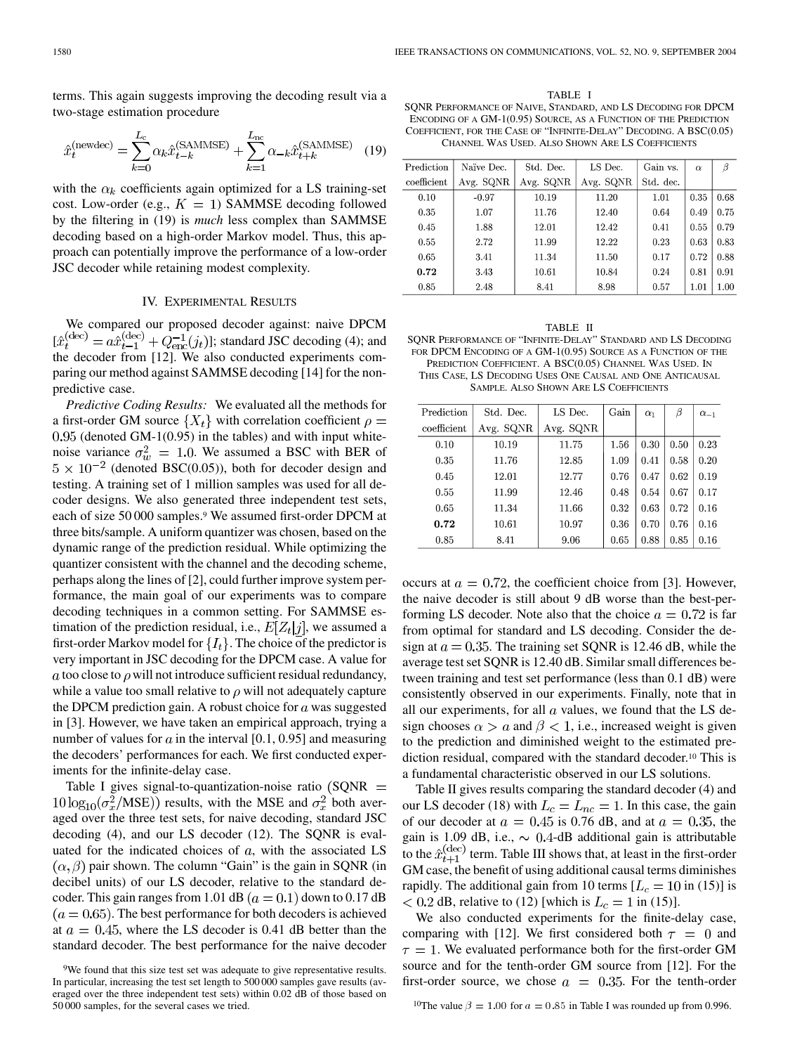terms. This again suggests improving the decoding result via a two-stage estimation procedure

$$\hat{x}_t^{(\text{newdec})} = \sum_{k=0}^{L_c} \alpha_k \hat{x}_{t-k}^{(\text{SAMMSE})} + \sum_{k=1}^{L_{nc}} \alpha_{-k} \hat{x}_{t+k}^{(\text{SAMMSE})} \quad (19)$$

with the $\alpha_k$ coefficients again optimized for a LS training-set cost. Low-order (e.g., $K = 1$) SAMMSE decoding followed by the filtering in (19) is *much* less complex than SAMMSE decoding based on a high-order Markov model. Thus, this approach can potentially improve the performance of a low-order JSC decoder while retaining modest complexity.

## IV. Experimental Results

We compared our proposed decoder against: naive DPCM $[\hat{x}_t^{(\text{dec})} = a\hat{x}_{t-1}^{(\text{dec})} + Q_{\text{enc}}^{-1}(j_t)]$; standard JSC decoding (4); and the decoder from [12]. We also conducted experiments comparing our method against SAMMSE decoding [14] for the nonpredictive case.

*Predictive Coding Results:* We evaluated all the methods for a first-order GM source $\{X_t\}$ with correlation coefficient $\rho = 0.95$ (denoted GM-1(0.95) in the tables) and with input white-noise variance $\sigma_w^2 = 1.0$. We assumed a BSC with BER of $5 \times 10^{-2}$ (denoted BSC(0.05)), both for decoder design and testing. A training set of 1 million samples was used for all decoder designs. We also generated three independent test sets, each of size 50 000 samples.[9] We assumed first-order DPCM at three bits/sample. A uniform quantizer was chosen, based on the dynamic range of the prediction residual. While optimizing the quantizer consistent with the channel and the decoding scheme, perhaps along the lines of [2], could further improve system performance, the main goal of our experiments was to compare decoding techniques in a common setting. For SAMMSE estimation of the prediction residual, i.e., $E[Z_t|\underline{j}]$, we assumed a first-order Markov model for $\{I_t\}$. The choice of the predictor is very important in JSC decoding for the DPCM case. A value for $a$ too close to $\rho$ will not introduce sufficient residual redundancy, while a value too small relative to $\rho$ will not adequately capture the DPCM prediction gain. A robust choice for $a$ was suggested in [3]. However, we have taken an empirical approach, trying a number of values for $a$ in the interval [0.1, 0.95] and measuring the decoders' performances for each. We first conducted experiments for the infinite-delay case.

Table I gives signal-to-quantization-noise ratio $(\text{SQNR} = 10\log_{10}(\sigma_x^2/\text{MSE}))$ results, with the MSE and $\sigma_x^2$ both averaged over the three test sets, for naive decoding, standard JSC decoding (4), and our LS decoder (12). The SQNR is evaluated for the indicated choices of $a$, with the associated LS $(\alpha, \beta)$ pair shown. The column "Gain" is the gain in SQNR (in decibel units) of our LS decoder, relative to the standard decoder. This gain ranges from 1.01 dB $(a = 0.1)$ down to 0.17 dB $(a = 0.65)$. The best performance for both decoders is achieved at $a = 0.45$, where the LS decoder is 0.41 dB better than the standard decoder. The best performance for the naive decoder

TABLE I
SQNR Performance of Naive, Standard, and LS Decoding for DPCM Encoding of a GM-1(0.95) Source, as a Function of the Prediction Coefficient, for the Case of "Infinite-Delay" Decoding. A BSC(0.05) Channel Was Used. Also Shown Are LS Coefficients

| Prediction coefficient | Naïve Dec. Avg. SQNR | Std. Dec. Avg. SQNR | LS Dec. Avg. SQNR | Gain vs. Std. dec. | $\alpha$ | $\beta$ |
|---|---|---|---|---|---|---|
| 0.10 | -0.97 | 10.19 | 11.20 | 1.01 | 0.35 | 0.68 |
| 0.35 | 1.07 | 11.76 | 12.40 | 0.64 | 0.49 | 0.75 |
| 0.45 | 1.88 | 12.01 | 12.42 | 0.41 | 0.55 | 0.79 |
| 0.55 | 2.72 | 11.99 | 12.22 | 0.23 | 0.63 | 0.83 |
| 0.65 | 3.41 | 11.34 | 11.50 | 0.17 | 0.72 | 0.88 |
| **0.72** | 3.43 | 10.61 | 10.84 | 0.24 | 0.81 | 0.91 |
| 0.85 | 2.48 | 8.41 | 8.98 | 0.57 | 1.01 | 1.00 |

TABLE II
SQNR Performance of "Infinite-Delay" Standard and LS Decoding for DPCM Encoding of a GM-1(0.95) Source as a Function of the Prediction Coefficient. A BSC(0.05) Channel Was Used. In This Case, LS Decoding Uses One Causal and One Anticausal Sample. Also Shown Are LS Coefficients

| Prediction coefficient | Std. Dec. Avg. SQNR | LS Dec. Avg. SQNR | Gain | $\alpha_1$ | $\beta$ | $\alpha_{-1}$ |
|---|---|---|---|---|---|---|
| 0.10 | 10.19 | 11.75 | 1.56 | 0.30 | 0.50 | 0.23 |
| 0.35 | 11.76 | 12.85 | 1.09 | 0.41 | 0.58 | 0.20 |
| 0.45 | 12.01 | 12.77 | 0.76 | 0.47 | 0.62 | 0.19 |
| 0.55 | 11.99 | 12.46 | 0.48 | 0.54 | 0.67 | 0.17 |
| 0.65 | 11.34 | 11.66 | 0.32 | 0.63 | 0.72 | 0.16 |
| **0.72** | 10.61 | 10.97 | 0.36 | 0.70 | 0.76 | 0.16 |
| 0.85 | 8.41 | 9.06 | 0.65 | 0.88 | 0.85 | 0.16 |

occurs at $a = 0.72$, the coefficient choice from [3]. However, the naive decoder is still about 9 dB worse than the best-performing LS decoder. Note also that the choice $a = 0.72$ is far from optimal for standard and LS decoding. Consider the design at $a = 0.35$. The training set SQNR is 12.46 dB, while the average test set SQNR is 12.40 dB. Similar small differences between training and test set performance (less than 0.1 dB) were consistently observed in our experiments. Finally, note that in all our experiments, for all $a$ values, we found that the LS design chooses $\alpha > a$ and $\beta < 1$, i.e., increased weight is given to the prediction and diminished weight to the estimated prediction residual, compared with the standard decoder.[10] This is a fundamental characteristic observed in our LS solutions.

Table II gives results comparing the standard decoder (4) and our LS decoder (18) with $L_c = L_{nc} = 1$. In this case, the gain of our decoder at $a = 0.45$ is 0.76 dB, and at $a = 0.35$, the gain is 1.09 dB, i.e., $\sim 0.4$-dB additional gain is attributable to the $\hat{x}_{t+1}^{(\text{dec})}$ term. Table III shows that, at least in the first-order GM case, the benefit of using additional causal terms diminishes rapidly. The additional gain from 10 terms [$L_c = 10$ in (15)] is $< 0.2$ dB, relative to (12) [which is $L_c = 1$ in (15)].

We also conducted experiments for the finite-delay case, comparing with [12]. We first considered both $\tau = 0$ and $\tau = 1$. We evaluated performance both for the first-order GM source and for the tenth-order GM source from [12]. For the first-order source, we chose $a = 0.35$. For the tenth-order

[9]We found that this size test set was adequate to give representative results. In particular, increasing the test set length to 500 000 samples gave results (averaged over the three independent test sets) within 0.02 dB of those based on 50 000 samples, for the several cases we tried.

[10]The value $\beta = 1.00$ for $a = 0.85$ in Table I was rounded up from 0.996.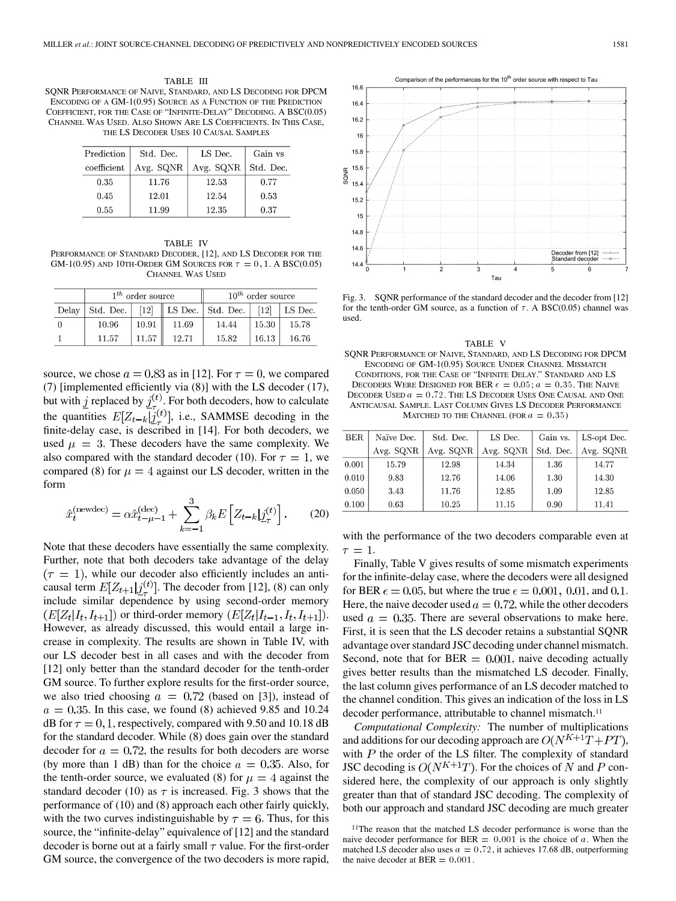TABLE III

SQNR Performance of Naive, Standard, and LS Decoding for DPCM Encoding of a GM-1(0.95) Source as a Function of the Prediction Coefficient, for the Case of "Infinite-Delay" Decoding. A BSC(0.05) Channel Was Used. Also Shown Are LS Coefficients. In This Case, the LS Decoder Uses 10 Causal Samples

| Prediction coefficient | Std. Dec. Avg. SQNR | LS Dec. Avg. SQNR | Gain vs Std. Dec. |
|---|---|---|---|
| 0.35 | 11.76 | 12.53 | 0.77 |
| 0.45 | 12.01 | 12.54 | 0.53 |
| 0.55 | 11.99 | 12.35 | 0.37 |

TABLE IV

Performance of Standard Decoder, [12], and LS Decoder for the GM-1(0.95) and 10th-Order GM Sources for $\tau = 0, 1$. A BSC(0.05) Channel Was Used

| | $1^{th}$ order source | | | $10^{th}$ order source | | |
|---|---|---|---|---|---|---|
| Delay | Std. Dec. | [12] | LS Dec. | Std. Dec. | [12] | LS Dec. |
| 0 | 10.96 | 10.91 | 11.69 | 14.44 | 15.30 | 15.78 |
| 1 | 11.57 | 11.57 | 12.71 | 15.82 | 16.13 | 16.76 |

source, we chose $a = 0.83$ as in [12]. For $\tau = 0$, we compared (7) [implemented efficiently via (8)] with the LS decoder (17), but with $\underline{j}$ replaced by $\underline{j}_{\tau}^{(t)}$. For both decoders, how to calculate the quantities $E[Z_{t-k}|\underline{j}_{\tau}^{(t)}]$, i.e., SAMMSE decoding in the finite-delay case, is described in [14]. For both decoders, we used $\mu = 3$. These decoders have the same complexity. We also compared with the standard decoder (10). For $\tau = 1$, we compared (8) for $\mu = 4$ against our LS decoder, written in the form

$$\hat{x}_t^{(\text{newdec})} = \alpha \hat{x}_{t-\mu-1}^{(\text{dec})} + \sum_{k=-1}^{3} \beta_k E\left[Z_{t-k}|\underline{j}_{\tau}^{(t)}\right]. \tag{20}$$

Note that these decoders have essentially the same complexity. Further, note that both decoders take advantage of the delay ($\tau = 1$), while our decoder also efficiently includes an anticausal term $E[Z_{t+1}|\underline{j}_{\tau}^{(t)}]$. The decoder from [12], (8) can only include similar dependence by using second-order memory ($E[Z_t|I_t, I_{t+1}]$) or third-order memory ($E[Z_t|I_{t-1}, I_t, I_{t+1}]$). However, as already discussed, this would entail a large increase in complexity. The results are shown in Table IV, with our LS decoder best in all cases and with the decoder from [12] only better than the standard decoder for the tenth-order GM source. To further explore results for the first-order source, we also tried choosing $a = 0.72$ (based on [3]), instead of $a = 0.35$. In this case, we found (8) achieved 9.85 and 10.24 dB for $\tau = 0, 1$, respectively, compared with 9.50 and 10.18 dB for the standard decoder. While (8) does gain over the standard decoder for $a = 0.72$, the results for both decoders are worse (by more than 1 dB) than for the choice $a = 0.35$. Also, for the tenth-order source, we evaluated (8) for $\mu = 4$ against the standard decoder (10) as $\tau$ is increased. Fig. 3 shows that the performance of (10) and (8) approach each other fairly quickly, with the two curves indistinguishable by $\tau = 6$. Thus, for this source, the "infinite-delay" equivalence of [12] and the standard decoder is borne out at a fairly small $\tau$ value. For the first-order GM source, the convergence of the two decoders is more rapid,

Fig. 3. SQNR performance of the standard decoder and the decoder from [12] for the tenth-order GM source, as a function of $\tau$. A BSC(0.05) channel was used.

TABLE V

SQNR Performance of Naive, Standard, and LS Decoding for DPCM Encoding of GM-1(0.95) Source Under Channel Mismatch Conditions, for the Case of "Infinite Delay." Standard and LS Decoders Were Designed for BER $\epsilon = 0.05$; $a = 0.35$. The Naive Decoder Used $a = 0.72$. The LS Decoder Uses One Causal and One Anticausal Sample. Last Column Gives LS Decoder Performance Matched to the Channel (for $a = 0.35$)

| BER | Naïve Dec. Avg. SQNR | Std. Dec. Avg. SQNR | LS Dec. Avg. SQNR | Gain vs. Std. Dec. | LS-opt Dec. Avg. SQNR |
|---|---|---|---|---|---|
| 0.001 | 15.79 | 12.98 | 14.34 | 1.36 | 14.77 |
| 0.010 | 9.83 | 12.76 | 14.06 | 1.30 | 14.30 |
| 0.050 | 3.43 | 11.76 | 12.85 | 1.09 | 12.85 |
| 0.100 | 0.63 | 10.25 | 11.15 | 0.90 | 11.41 |

with the performance of the two decoders comparable even at $\tau = 1$.

Finally, Table V gives results of some mismatch experiments for the infinite-delay case, where the decoders were all designed for BER $\epsilon = 0.05$, but where the true $\epsilon = 0.001$, $0.01$, and $0.1$. Here, the naive decoder used $a = 0.72$, while the other decoders used $a = 0.35$. There are several observations to make here. First, it is seen that the LS decoder retains a substantial SQNR advantage over standard JSC decoding under channel mismatch. Second, note that for BER $= 0.001$, naive decoding actually gives better results than the mismatched LS decoder. Finally, the last column gives performance of an LS decoder matched to the channel condition. This gives an indication of the loss in LS decoder performance, attributable to channel mismatch.[11]

*Computational Complexity:* The number of multiplications and additions for our decoding approach are $O(N^{K+1}T + PT)$, with $P$ the order of the LS filter. The complexity of standard JSC decoding is $O(N^{K+1}T)$. For the choices of $N$ and $P$ considered here, the complexity of our approach is only slightly greater than that of standard JSC decoding. The complexity of both our approach and standard JSC decoding are much greater

[11]The reason that the matched LS decoder performance is worse than the naive decoder performance for BER $= 0.001$ is the choice of $a$. When the matched LS decoder also uses $a = 0.72$, it achieves 17.68 dB, outperforming the naive decoder at BER $= 0.001$.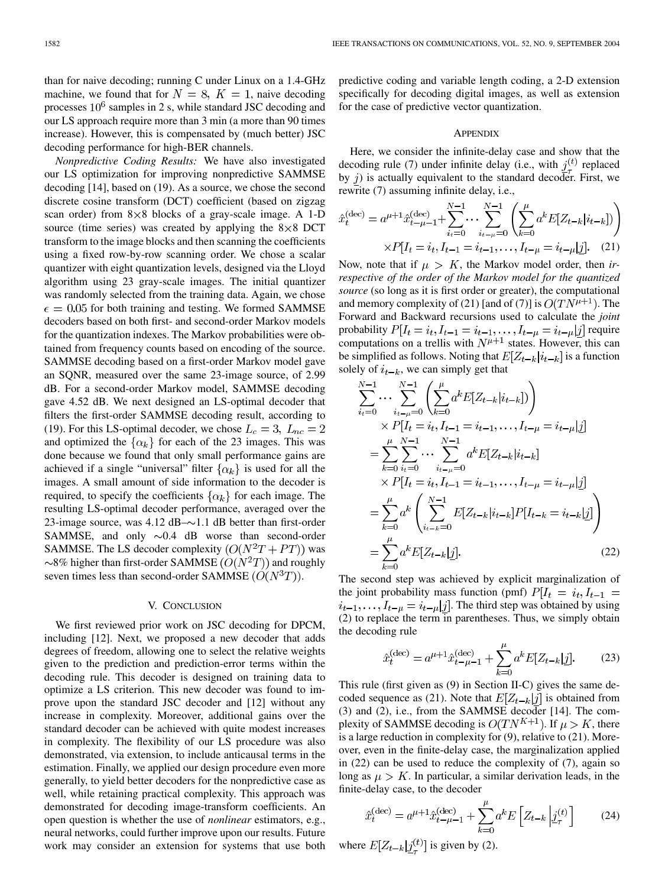than for naive decoding; running C under Linux on a 1.4-GHz machine, we found that for $N = 8$, $K = 1$, naive decoding processes $10^6$ samples in 2 s, while standard JSC decoding and our LS approach require more than 3 min (a more than 90 times increase). However, this is compensated by (much better) JSC decoding performance for high-BER channels.

*Nonpredictive Coding Results:* We have also investigated our LS optimization for improving nonpredictive SAMMSE decoding [14], based on (19). As a source, we chose the second discrete cosine transform (DCT) coefficient (based on zigzag scan order) from 8×8 blocks of a gray-scale image. A 1-D source (time series) was created by applying the 8×8 DCT transform to the image blocks and then scanning the coefficients using a fixed row-by-row scanning order. We chose a scalar quantizer with eight quantization levels, designed via the Lloyd algorithm using 23 gray-scale images. The initial quantizer was randomly selected from the training data. Again, we chose $\epsilon = 0.05$ for both training and testing. We formed SAMMSE decoders based on both first- and second-order Markov models for the quantization indexes. The Markov probabilities were obtained from frequency counts based on encoding of the source. SAMMSE decoding based on a first-order Markov model gave an SQNR, measured over the same 23-image source, of 2.99 dB. For a second-order Markov model, SAMMSE decoding gave 4.52 dB. We next designed an LS-optimal decoder that filters the first-order SAMMSE decoding result, according to (19). For this LS-optimal decoder, we chose $L_c = 3$, $L_{nc} = 2$ and optimized the $\{\alpha_k\}$ for each of the 23 images. This was done because we found that only small performance gains are achieved if a single "universal" filter $\{\alpha_k\}$ is used for all the images. A small amount of side information to the decoder is required, to specify the coefficients $\{\alpha_k\}$ for each image. The resulting LS-optimal decoder performance, averaged over the 23-image source, was 4.12 dB–∼1.1 dB better than first-order SAMMSE, and only ∼0.4 dB worse than second-order SAMMSE. The LS decoder complexity $(O(N^2T + PT))$ was ∼8% higher than first-order SAMMSE $(O(N^2T))$ and roughly seven times less than second-order SAMMSE $(O(N^3T))$.

## V. Conclusion

We first reviewed prior work on JSC decoding for DPCM, including [12]. Next, we proposed a new decoder that adds degrees of freedom, allowing one to select the relative weights given to the prediction and prediction-error terms within the decoding rule. This decoder is designed on training data to optimize a LS criterion. This new decoder was found to improve upon the standard JSC decoder and [12] without any increase in complexity. Moreover, additional gains over the standard decoder can be achieved with quite modest increases in complexity. The flexibility of our LS procedure was also demonstrated, via extension, to include anticausal terms in the estimation. Finally, we applied our design procedure even more generally, to yield better decoders for the nonpredictive case as well, while retaining practical complexity. This approach was demonstrated for decoding image-transform coefficients. An open question is whether the use of *nonlinear* estimators, e.g., neural networks, could further improve upon our results. Future work may consider an extension for systems that use both predictive coding and variable length coding, a 2-D extension specifically for decoding digital images, as well as extension for the case of predictive vector quantization.

## Appendix

Here, we consider the infinite-delay case and show that the decoding rule (7) under infinite delay (i.e., with $\underline{j}_{\tau}^{(t)}$ replaced by $\underline{j}$) is actually equivalent to the standard decoder. First, we rewrite (7) assuming infinite delay, i.e.,

$$\hat{x}_t^{(\text{dec})} = a^{\mu+1}\hat{x}_{t-\mu-1}^{(\text{dec})} + \sum_{i_t=0}^{N-1}\cdots\sum_{i_{t-\mu}=0}^{N-1}\left(\sum_{k=0}^{\mu} a^k E[Z_{t-k}|i_{t-k}]\right) \times P[I_t = i_t, I_{t-1} = i_{t-1}, \ldots, I_{t-\mu} = i_{t-\mu}|\underline{j}]. \quad (21)$$

Now, note that if $\mu > K$, the Markov model order, then *irrespective of the order of the Markov model for the quantized source* (so long as it is first order or greater), the computational and memory complexity of (21) [and of (7)] is $O(TN^{\mu+1})$. The Forward and Backward recursions used to calculate the *joint* probability $P[I_t = i_t, I_{t-1} = i_{t-1}, \ldots, I_{t-\mu} = i_{t-\mu}|\underline{j}]$ require computations on a trellis with $N^{\mu+1}$ states. However, this can be simplified as follows. Noting that $E[Z_{t-k}|i_{t-k}]$ is a function solely of $i_{t-k}$, we can simply get that

$$\begin{aligned}
&\sum_{i_t=0}^{N-1}\cdots\sum_{i_{t-\mu}=0}^{N-1}\left(\sum_{k=0}^{\mu} a^k E[Z_{t-k}|i_{t-k}]\right) \\
&\qquad \times P[I_t = i_t, I_{t-1} = i_{t-1}, \ldots, I_{t-\mu} = i_{t-\mu}|\underline{j}] \\
&= \sum_{k=0}^{\mu}\sum_{i_t=0}^{N-1}\cdots\sum_{i_{t-\mu}=0}^{N-1} a^k E[Z_{t-k}|i_{t-k}] \\
&\qquad \times P[I_t = i_t, I_{t-1} = i_{t-1}, \ldots, I_{t-\mu} = i_{t-\mu}|\underline{j}] \\
&= \sum_{k=0}^{\mu} a^k \left(\sum_{i_{t-k}=0}^{N-1} E[Z_{t-k}|i_{t-k}] P[I_{t-k} = i_{t-k}|\underline{j}]\right) \\
&= \sum_{k=0}^{\mu} a^k E[Z_{t-k}|\underline{j}].
\end{aligned} \quad (22)$$

The second step was achieved by explicit marginalization of the joint probability mass function (pmf) $P[I_t = i_t, I_{t-1} = i_{t-1}, \ldots, I_{t-\mu} = i_{t-\mu}|\underline{j}]$. The third step was obtained by using (2) to replace the term in parentheses. Thus, we simply obtain the decoding rule

$$\hat{x}_t^{(\text{dec})} = a^{\mu+1}\hat{x}_{t-\mu-1}^{(\text{dec})} + \sum_{k=0}^{\mu} a^k E[Z_{t-k}|\underline{j}]. \quad (23)$$

This rule (first given as (9) in Section II-C) gives the same decoded sequence as (21). Note that $E[Z_{t-k}|\underline{j}]$ is obtained from (3) and (2), i.e., from the SAMMSE decoder [14]. The complexity of SAMMSE decoding is $O(TN^{K+1})$. If $\mu > K$, there is a large reduction in complexity for (9), relative to (21). Moreover, even in the finite-delay case, the marginalization applied in (22) can be used to reduce the complexity of (7), again so long as $\mu > K$. In particular, a similar derivation leads, in the finite-delay case, to the decoder

$$\hat{x}_t^{(\text{dec})} = a^{\mu+1}\hat{x}_{t-\mu-1}^{(\text{dec})} + \sum_{k=0}^{\mu} a^k E\left[Z_{t-k}\left|\underline{j}_{\tau}^{(t)}\right.\right] \quad (24)$$

where $E[Z_{t-k}|\underline{j}_{\tau}^{(t)}]$ is given by (2).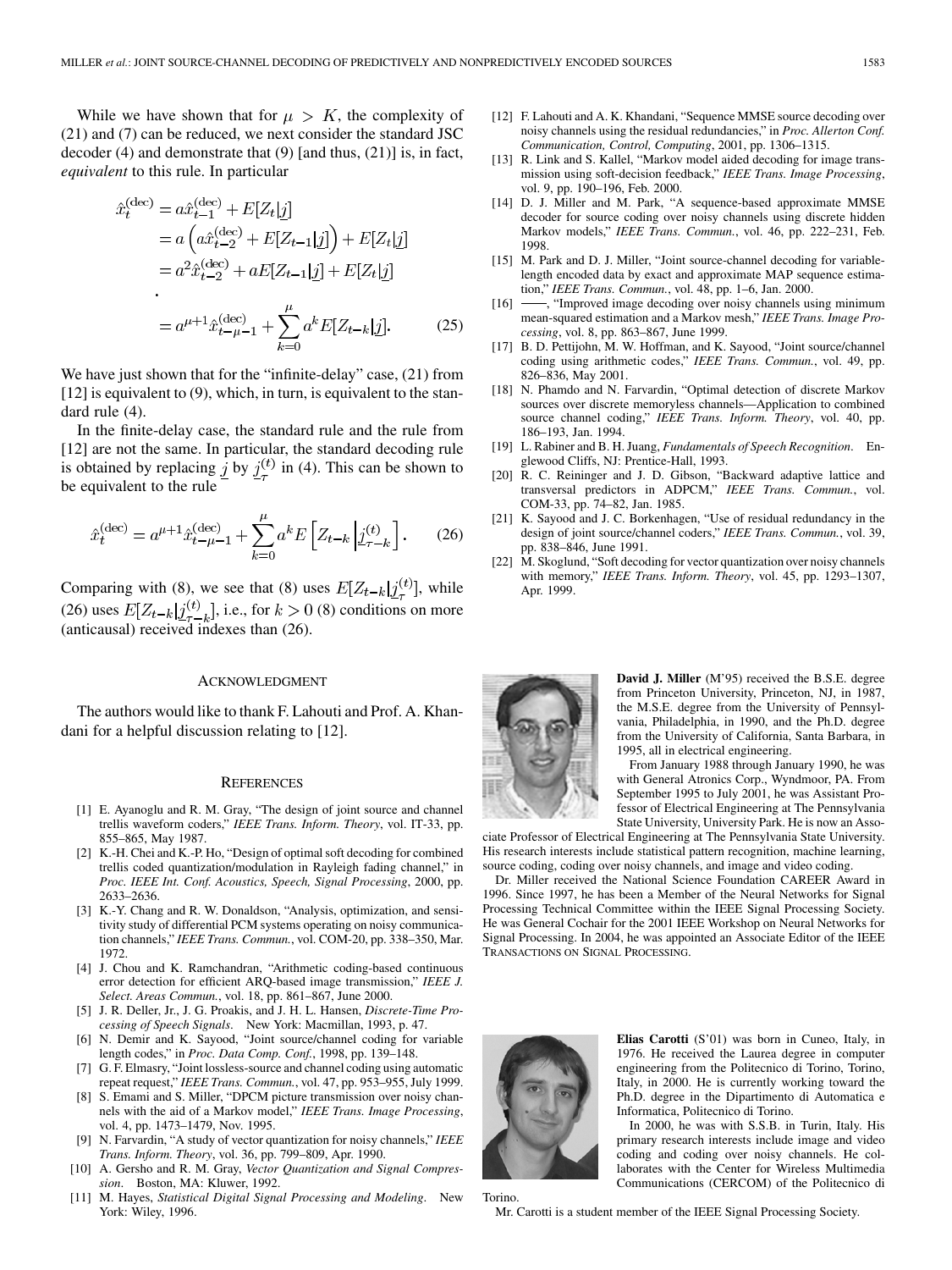While we have shown that for $\mu > K$, the complexity of (21) and (7) can be reduced, we next consider the standard JSC decoder (4) and demonstrate that (9) [and thus, (21)] is, in fact, *equivalent* to this rule. In particular

$$
\begin{aligned}
\hat{x}_t^{(\mathrm{dec})} &= a\hat{x}_{t-1}^{(\mathrm{dec})} + E[Z_t|\underline{j}] \\
&= a\left(a\hat{x}_{t-2}^{(\mathrm{dec})} + E[Z_{t-1}|\underline{j}]\right) + E[Z_t|\underline{j}] \\
&= a^2\hat{x}_{t-2}^{(\mathrm{dec})} + aE[Z_{t-1}|\underline{j}] + E[Z_t|\underline{j}] \\
&\cdot \\
&= a^{\mu+1}\hat{x}_{t-\mu-1}^{(\mathrm{dec})} + \sum_{k=0}^{\mu} a^k E[Z_{t-k}|\underline{j}].
\end{aligned} \tag{25}
$$

We have just shown that for the "infinite-delay" case, (21) from [12] is equivalent to (9), which, in turn, is equivalent to the standard rule (4).

In the finite-delay case, the standard rule and the rule from [12] are not the same. In particular, the standard decoding rule is obtained by replacing $\underline{j}$ by $\underline{j}_{\tau}^{(t)}$ in (4). This can be shown to be equivalent to the rule

$$
\hat{x}_t^{(\mathrm{dec})} = a^{\mu+1}\hat{x}_{t-\mu-1}^{(\mathrm{dec})} + \sum_{k=0}^{\mu} a^k E\left[Z_{t-k}\left|\underline{j}_{\tau-k}^{(t)}\right.\right]. \tag{26}
$$

Comparing with (8), we see that (8) uses $E[Z_{t-k}|\underline{j}_{\tau}^{(t)}]$, while (26) uses $E[Z_{t-k}|\underline{j}_{\tau-k}^{(t)}]$, i.e., for $k > 0$ (8) conditions on more (anticausal) received indexes than (26).

## Acknowledgment

The authors would like to thank F. Lahouti and Prof. A. Khandani for a helpful discussion relating to [12].

## References

[1] E. Ayanoglu and R. M. Gray, "The design of joint source and channel trellis waveform coders," *IEEE Trans. Inform. Theory*, vol. IT-33, pp. 855–865, May 1987.

[2] K.-H. Chei and K.-P. Ho, "Design of optimal soft decoding for combined trellis coded quantization/modulation in Rayleigh fading channel," in *Proc. IEEE Int. Conf. Acoustics, Speech, Signal Processing*, 2000, pp. 2633–2636.

[3] K.-Y. Chang and R. W. Donaldson, "Analysis, optimization, and sensitivity study of differential PCM systems operating on noisy communication channels," *IEEE Trans. Commun.*, vol. COM-20, pp. 338–350, Mar. 1972.

[4] J. Chou and K. Ramchandran, "Arithmetic coding-based continuous error detection for efficient ARQ-based image transmission," *IEEE J. Select. Areas Commun.*, vol. 18, pp. 861–867, June 2000.

[5] J. R. Deller, Jr., J. G. Proakis, and J. H. L. Hansen, *Discrete-Time Processing of Speech Signals*. New York: Macmillan, 1993, p. 47.

[6] N. Demir and K. Sayood, "Joint source/channel coding for variable length codes," in *Proc. Data Comp. Conf.*, 1998, pp. 139–148.

[7] G. F. Elmasry, "Joint lossless-source and channel coding using automatic repeat request," *IEEE Trans. Commun.*, vol. 47, pp. 953–955, July 1999.

[8] S. Emami and S. Miller, "DPCM picture transmission over noisy channels with the aid of a Markov model," *IEEE Trans. Image Processing*, vol. 4, pp. 1473–1479, Nov. 1995.

[9] N. Farvardin, "A study of vector quantization for noisy channels," *IEEE Trans. Inform. Theory*, vol. 36, pp. 799–809, Apr. 1990.

[10] A. Gersho and R. M. Gray, *Vector Quantization and Signal Compression*. Boston, MA: Kluwer, 1992.

[11] M. Hayes, *Statistical Digital Signal Processing and Modeling*. New York: Wiley, 1996.

[12] F. Lahouti and A. K. Khandani, "Sequence MMSE source decoding over noisy channels using the residual redundancies," in *Proc. Allerton Conf. Communication, Control, Computing*, 2001, pp. 1306–1315.

[13] R. Link and S. Kallel, "Markov model aided decoding for image transmission using soft-decision feedback," *IEEE Trans. Image Processing*, vol. 9, pp. 190–196, Feb. 2000.

[14] D. J. Miller and M. Park, "A sequence-based approximate MMSE decoder for source coding over noisy channels using discrete hidden Markov models," *IEEE Trans. Commun.*, vol. 46, pp. 222–231, Feb. 1998.

[15] M. Park and D. J. Miller, "Joint source-channel decoding for variable-length encoded data by exact and approximate MAP sequence estimation," *IEEE Trans. Commun.*, vol. 48, pp. 1–6, Jan. 2000.

[16] ——, "Improved image decoding over noisy channels using minimum mean-squared estimation and a Markov mesh," *IEEE Trans. Image Processing*, vol. 8, pp. 863–867, June 1999.

[17] B. D. Pettijohn, M. W. Hoffman, and K. Sayood, "Joint source/channel coding using arithmetic codes," *IEEE Trans. Commun.*, vol. 49, pp. 826–836, May 2001.

[18] N. Phamdo and N. Farvardin, "Optimal detection of discrete Markov sources over discrete memoryless channels—Application to combined source channel coding," *IEEE Trans. Inform. Theory*, vol. 40, pp. 186–193, Jan. 1994.

[19] L. Rabiner and B. H. Juang, *Fundamentals of Speech Recognition*. Englewood Cliffs, NJ: Prentice-Hall, 1993.

[20] R. C. Reininger and J. D. Gibson, "Backward adaptive lattice and transversal predictors in ADPCM," *IEEE Trans. Commun.*, vol. COM-33, pp. 74–82, Jan. 1985.

[21] K. Sayood and J. C. Borkenhagen, "Use of residual redundancy in the design of joint source/channel coders," *IEEE Trans. Commun.*, vol. 39, pp. 838–846, June 1991.

[22] M. Skoglund, "Soft decoding for vector quantization over noisy channels with memory," *IEEE Trans. Inform. Theory*, vol. 45, pp. 1293–1307, Apr. 1999.

**David J. Miller** (M'95) received the B.S.E. degree from Princeton University, Princeton, NJ, in 1987, the M.S.E. degree from the University of Pennsylvania, Philadelphia, in 1990, and the Ph.D. degree from the University of California, Santa Barbara, in 1995, all in electrical engineering.

From January 1988 through January 1990, he was with General Atronics Corp., Wyndmoor, PA. From September 1995 to July 2001, he was Assistant Professor of Electrical Engineering at The Pennsylvania State University, University Park. He is now an Associate Professor of Electrical Engineering at The Pennsylvania State University. His research interests include statistical pattern recognition, machine learning, source coding, coding over noisy channels, and image and video coding.

Dr. Miller received the National Science Foundation CAREER Award in 1996. Since 1997, he has been a Member of the Neural Networks for Signal Processing Technical Committee within the IEEE Signal Processing Society. He was General Cochair for the 2001 IEEE Workshop on Neural Networks for Signal Processing. In 2004, he was appointed an Associate Editor of the IEEE TRANSACTIONS ON SIGNAL PROCESSING.

**Elias Carotti** (S'01) was born in Cuneo, Italy, in 1976. He received the Laurea degree in computer engineering from the Politecnico di Torino, Torino, Italy, in 2000. He is currently working toward the Ph.D. degree in the Dipartimento di Automatica e Informatica, Politecnico di Torino.

In 2000, he was with S.S.B. in Turin, Italy. His primary research interests include image and video coding and coding over noisy channels. He collaborates with the Center for Wireless Multimedia Communications (CERCOM) of the Politecnico di Torino.

Mr. Carotti is a student member of the IEEE Signal Processing Society.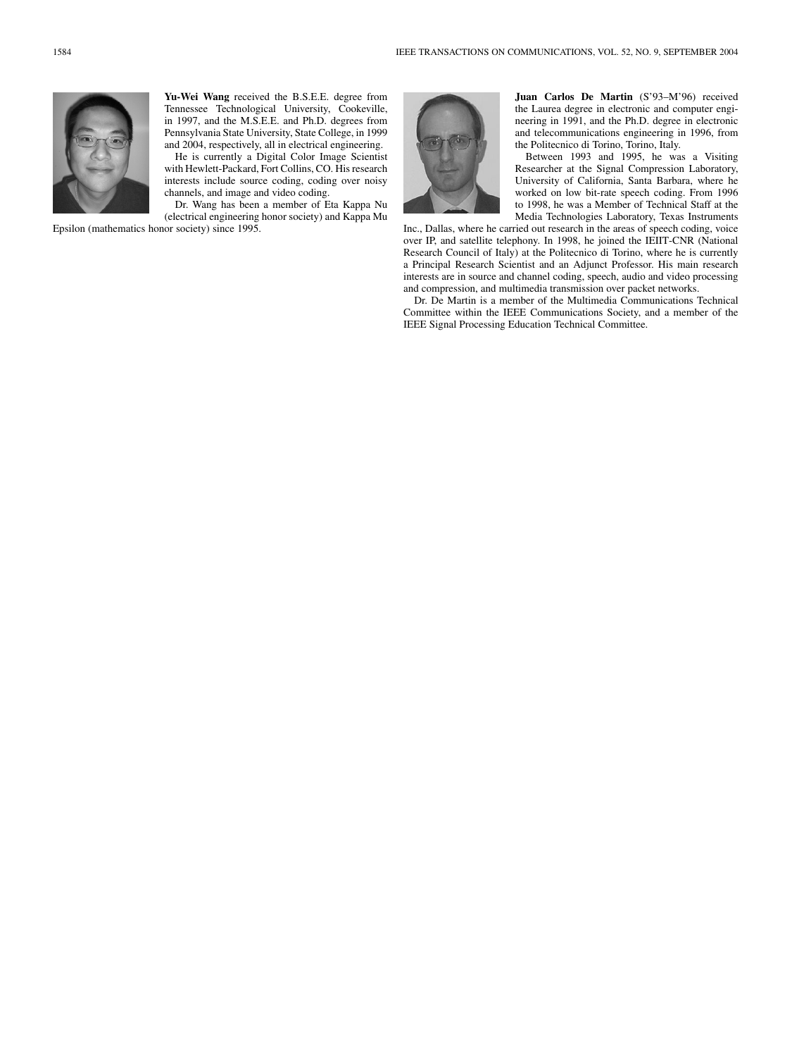**Yu-Wei Wang** received the B.S.E.E. degree from Tennessee Technological University, Cookeville, in 1997, and the M.S.E.E. and Ph.D. degrees from Pennsylvania State University, State College, in 1999 and 2004, respectively, all in electrical engineering.

He is currently a Digital Color Image Scientist with Hewlett-Packard, Fort Collins, CO. His research interests include source coding, coding over noisy channels, and image and video coding.

Dr. Wang has been a member of Eta Kappa Nu (electrical engineering honor society) and Kappa Mu Epsilon (mathematics honor society) since 1995.

**Juan Carlos De Martin** (S'93–M'96) received the Laurea degree in electronic and computer engineering in 1991, and the Ph.D. degree in electronic and telecommunications engineering in 1996, from the Politecnico di Torino, Torino, Italy.

Between 1993 and 1995, he was a Visiting Researcher at the Signal Compression Laboratory, University of California, Santa Barbara, where he worked on low bit-rate speech coding. From 1996 to 1998, he was a Member of Technical Staff at the Media Technologies Laboratory, Texas Instruments Inc., Dallas, where he carried out research in the areas of speech coding, voice over IP, and satellite telephony. In 1998, he joined the IEIIT-CNR (National Research Council of Italy) at the Politecnico di Torino, where he is currently a Principal Research Scientist and an Adjunct Professor. His main research interests are in source and channel coding, speech, audio and video processing and compression, and multimedia transmission over packet networks.

Dr. De Martin is a member of the Multimedia Communications Technical Committee within the IEEE Communications Society, and a member of the IEEE Signal Processing Education Technical Committee.